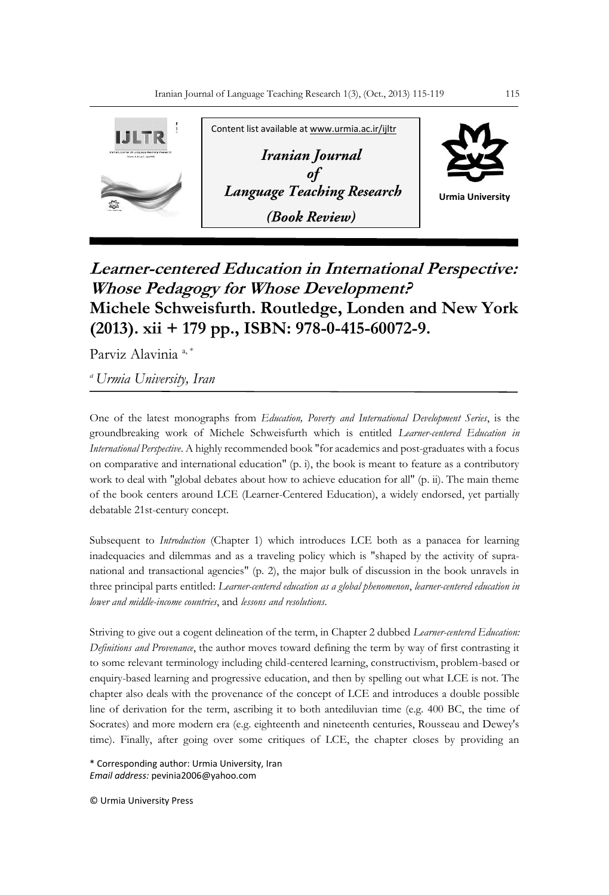Content list available at www.urmia.ac.ir/ijltr

*Iranian Journal of Language Teaching Research*

*(Book Review)*

Urmia University

# *Learner-centered Education in International Perspective: Whose Pedagogy for Whose Development?*

## Michele Schweisfurth. Routledge, Londen and New York (2013). xii + 179 pp., ISBN: 978-0-415-60072-9.

Parviz Alavinia [a, *]

[a] *Urmia University, Iran*

One of the latest monographs from *Education, Poverty and International Development Series*, is the groundbreaking work of Michele Schweisfurth which is entitled *Learner-centered Education in International Perspective*. A highly recommended book "for academics and post-graduates with a focus on comparative and international education" (p. i), the book is meant to feature as a contributory work to deal with "global debates about how to achieve education for all" (p. ii). The main theme of the book centers around LCE (Learner-Centered Education), a widely endorsed, yet partially debatable 21st-century concept.

Subsequent to *Introduction* (Chapter 1) which introduces LCE both as a panacea for learning inadequacies and dilemmas and as a traveling policy which is "shaped by the activity of supra-national and transactional agencies" (p. 2), the major bulk of discussion in the book unravels in three principal parts entitled: *Learner-centered education as a global phenomenon*, *learner-centered education in lower and middle-income countries*, and *lessons and resolutions*.

Striving to give out a cogent delineation of the term, in Chapter 2 dubbed *Learner-centered Education: Definitions and Provenance*, the author moves toward defining the term by way of first contrasting it to some relevant terminology including child-centered learning, constructivism, problem-based or enquiry-based learning and progressive education, and then by spelling out what LCE is not. The chapter also deals with the provenance of the concept of LCE and introduces a double possible line of derivation for the term, ascribing it to both antediluvian time (e.g. 400 BC, the time of Socrates) and more modern era (e.g. eighteenth and nineteenth centuries, Rousseau and Dewey's time). Finally, after going over some critiques of LCE, the chapter closes by providing an

\* Corresponding author: Urmia University, Iran
*Email address:* pevinia2006@yahoo.com

© Urmia University Press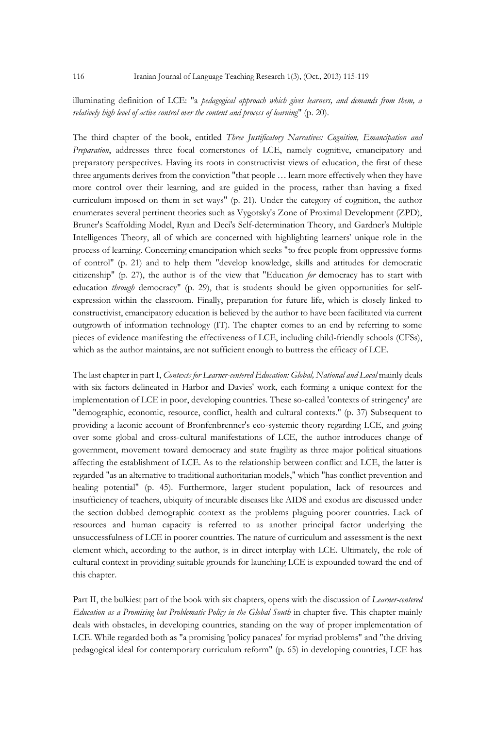illuminating definition of LCE: "a *pedagogical approach which gives learners, and demands from them, a relatively high level of active control over the content and process of learning*" (p. 20).

The third chapter of the book, entitled *Three Justificatory Narratives: Cognition, Emancipation and Preparation*, addresses three focal cornerstones of LCE, namely cognitive, emancipatory and preparatory perspectives. Having its roots in constructivist views of education, the first of these three arguments derives from the conviction "that people … learn more effectively when they have more control over their learning, and are guided in the process, rather than having a fixed curriculum imposed on them in set ways" (p. 21). Under the category of cognition, the author enumerates several pertinent theories such as Vygotsky's Zone of Proximal Development (ZPD), Bruner's Scaffolding Model, Ryan and Deci's Self-determination Theory, and Gardner's Multiple Intelligences Theory, all of which are concerned with highlighting learners' unique role in the process of learning. Concerning emancipation which seeks "to free people from oppressive forms of control" (p. 21) and to help them "develop knowledge, skills and attitudes for democratic citizenship" (p. 27), the author is of the view that "Education *for* democracy has to start with education *through* democracy" (p. 29), that is students should be given opportunities for self-expression within the classroom. Finally, preparation for future life, which is closely linked to constructivist, emancipatory education is believed by the author to have been facilitated via current outgrowth of information technology (IT). The chapter comes to an end by referring to some pieces of evidence manifesting the effectiveness of LCE, including child-friendly schools (CFSs), which as the author maintains, are not sufficient enough to buttress the efficacy of LCE.

The last chapter in part I, *Contexts for Learner-centered Education: Global, National and Local* mainly deals with six factors delineated in Harbor and Davies' work, each forming a unique context for the implementation of LCE in poor, developing countries. These so-called 'contexts of stringency' are "demographic, economic, resource, conflict, health and cultural contexts." (p. 37) Subsequent to providing a laconic account of Bronfenbrenner's eco-systemic theory regarding LCE, and going over some global and cross-cultural manifestations of LCE, the author introduces change of government, movement toward democracy and state fragility as three major political situations affecting the establishment of LCE. As to the relationship between conflict and LCE, the latter is regarded "as an alternative to traditional authoritarian models," which "has conflict prevention and healing potential" (p. 45). Furthermore, larger student population, lack of resources and insufficiency of teachers, ubiquity of incurable diseases like AIDS and exodus are discussed under the section dubbed demographic context as the problems plaguing poorer countries. Lack of resources and human capacity is referred to as another principal factor underlying the unsuccessfulness of LCE in poorer countries. The nature of curriculum and assessment is the next element which, according to the author, is in direct interplay with LCE. Ultimately, the role of cultural context in providing suitable grounds for launching LCE is expounded toward the end of this chapter.

Part II, the bulkiest part of the book with six chapters, opens with the discussion of *Learner-centered Education as a Promising but Problematic Policy in the Global South* in chapter five. This chapter mainly deals with obstacles, in developing countries, standing on the way of proper implementation of LCE. While regarded both as "a promising 'policy panacea' for myriad problems" and "the driving pedagogical ideal for contemporary curriculum reform" (p. 65) in developing countries, LCE has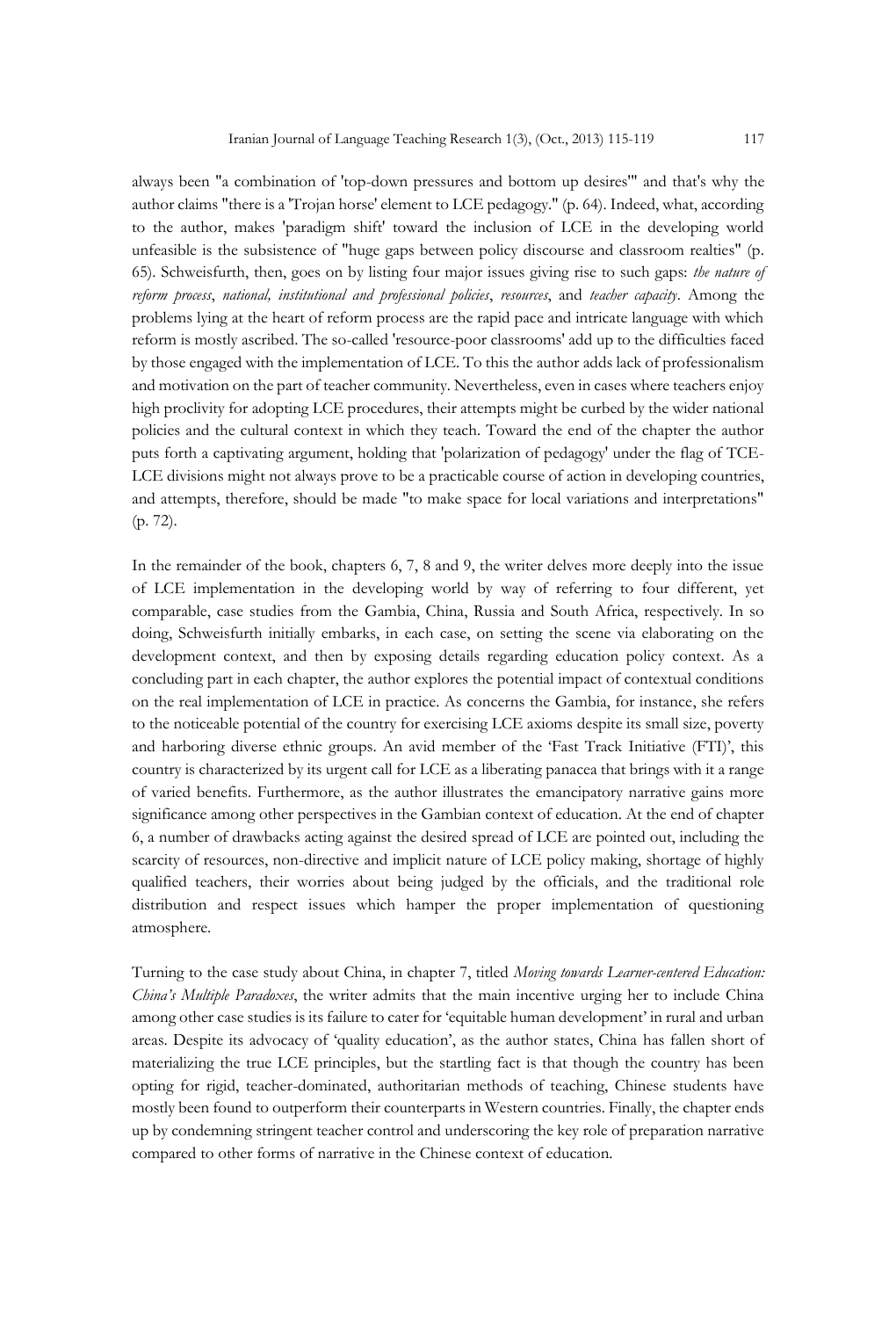always been "a combination of 'top-down pressures and bottom up desires'" and that's why the author claims "there is a 'Trojan horse' element to LCE pedagogy." (p. 64). Indeed, what, according to the author, makes 'paradigm shift' toward the inclusion of LCE in the developing world unfeasible is the subsistence of "huge gaps between policy discourse and classroom realties" (p. 65). Schweisfurth, then, goes on by listing four major issues giving rise to such gaps: *the nature of reform process*, *national, institutional and professional policies*, *resources*, and *teacher capacity*. Among the problems lying at the heart of reform process are the rapid pace and intricate language with which reform is mostly ascribed. The so-called 'resource-poor classrooms' add up to the difficulties faced by those engaged with the implementation of LCE. To this the author adds lack of professionalism and motivation on the part of teacher community. Nevertheless, even in cases where teachers enjoy high proclivity for adopting LCE procedures, their attempts might be curbed by the wider national policies and the cultural context in which they teach. Toward the end of the chapter the author puts forth a captivating argument, holding that 'polarization of pedagogy' under the flag of TCE-LCE divisions might not always prove to be a practicable course of action in developing countries, and attempts, therefore, should be made "to make space for local variations and interpretations" (p. 72).

In the remainder of the book, chapters 6, 7, 8 and 9, the writer delves more deeply into the issue of LCE implementation in the developing world by way of referring to four different, yet comparable, case studies from the Gambia, China, Russia and South Africa, respectively. In so doing, Schweisfurth initially embarks, in each case, on setting the scene via elaborating on the development context, and then by exposing details regarding education policy context. As a concluding part in each chapter, the author explores the potential impact of contextual conditions on the real implementation of LCE in practice. As concerns the Gambia, for instance, she refers to the noticeable potential of the country for exercising LCE axioms despite its small size, poverty and harboring diverse ethnic groups. An avid member of the 'Fast Track Initiative (FTI)', this country is characterized by its urgent call for LCE as a liberating panacea that brings with it a range of varied benefits. Furthermore, as the author illustrates the emancipatory narrative gains more significance among other perspectives in the Gambian context of education. At the end of chapter 6, a number of drawbacks acting against the desired spread of LCE are pointed out, including the scarcity of resources, non-directive and implicit nature of LCE policy making, shortage of highly qualified teachers, their worries about being judged by the officials, and the traditional role distribution and respect issues which hamper the proper implementation of questioning atmosphere.

Turning to the case study about China, in chapter 7, titled *Moving towards Learner-centered Education: China's Multiple Paradoxes*, the writer admits that the main incentive urging her to include China among other case studies is its failure to cater for 'equitable human development' in rural and urban areas. Despite its advocacy of 'quality education', as the author states, China has fallen short of materializing the true LCE principles, but the startling fact is that though the country has been opting for rigid, teacher-dominated, authoritarian methods of teaching, Chinese students have mostly been found to outperform their counterparts in Western countries. Finally, the chapter ends up by condemning stringent teacher control and underscoring the key role of preparation narrative compared to other forms of narrative in the Chinese context of education.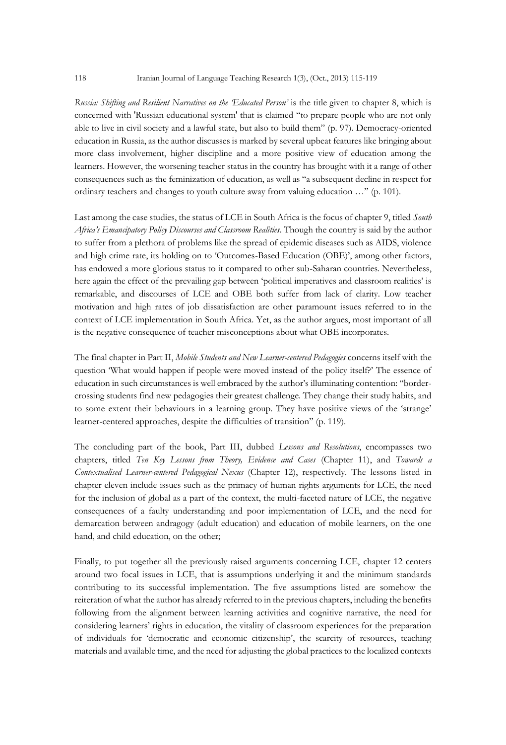*Russia: Shifting and Resilient Narratives on the 'Educated Person'* is the title given to chapter 8, which is concerned with 'Russian educational system' that is claimed "to prepare people who are not only able to live in civil society and a lawful state, but also to build them" (p. 97). Democracy-oriented education in Russia, as the author discusses is marked by several upbeat features like bringing about more class involvement, higher discipline and a more positive view of education among the learners. However, the worsening teacher status in the country has brought with it a range of other consequences such as the feminization of education, as well as "a subsequent decline in respect for ordinary teachers and changes to youth culture away from valuing education …" (p. 101).

Last among the case studies, the status of LCE in South Africa is the focus of chapter 9, titled *South Africa's Emancipatory Policy Discourses and Classroom Realities*. Though the country is said by the author to suffer from a plethora of problems like the spread of epidemic diseases such as AIDS, violence and high crime rate, its holding on to 'Outcomes-Based Education (OBE)', among other factors, has endowed a more glorious status to it compared to other sub-Saharan countries. Nevertheless, here again the effect of the prevailing gap between 'political imperatives and classroom realities' is remarkable, and discourses of LCE and OBE both suffer from lack of clarity. Low teacher motivation and high rates of job dissatisfaction are other paramount issues referred to in the context of LCE implementation in South Africa. Yet, as the author argues, most important of all is the negative consequence of teacher misconceptions about what OBE incorporates.

The final chapter in Part II, *Mobile Students and New Learner-centered Pedagogies* concerns itself with the question 'What would happen if people were moved instead of the policy itself?' The essence of education in such circumstances is well embraced by the author's illuminating contention: "border-crossing students find new pedagogies their greatest challenge. They change their study habits, and to some extent their behaviours in a learning group. They have positive views of the 'strange' learner-centered approaches, despite the difficulties of transition" (p. 119).

The concluding part of the book, Part III, dubbed *Lessons and Resolutions*, encompasses two chapters, titled *Ten Key Lessons from Theory, Evidence and Cases* (Chapter 11), and *Towards a Contextualised Learner-centered Pedagogical Nexus* (Chapter 12), respectively. The lessons listed in chapter eleven include issues such as the primacy of human rights arguments for LCE, the need for the inclusion of global as a part of the context, the multi-faceted nature of LCE, the negative consequences of a faulty understanding and poor implementation of LCE, and the need for demarcation between andragogy (adult education) and education of mobile learners, on the one hand, and child education, on the other;

Finally, to put together all the previously raised arguments concerning LCE, chapter 12 centers around two focal issues in LCE, that is assumptions underlying it and the minimum standards contributing to its successful implementation. The five assumptions listed are somehow the reiteration of what the author has already referred to in the previous chapters, including the benefits following from the alignment between learning activities and cognitive narrative, the need for considering learners' rights in education, the vitality of classroom experiences for the preparation of individuals for 'democratic and economic citizenship', the scarcity of resources, teaching materials and available time, and the need for adjusting the global practices to the localized contexts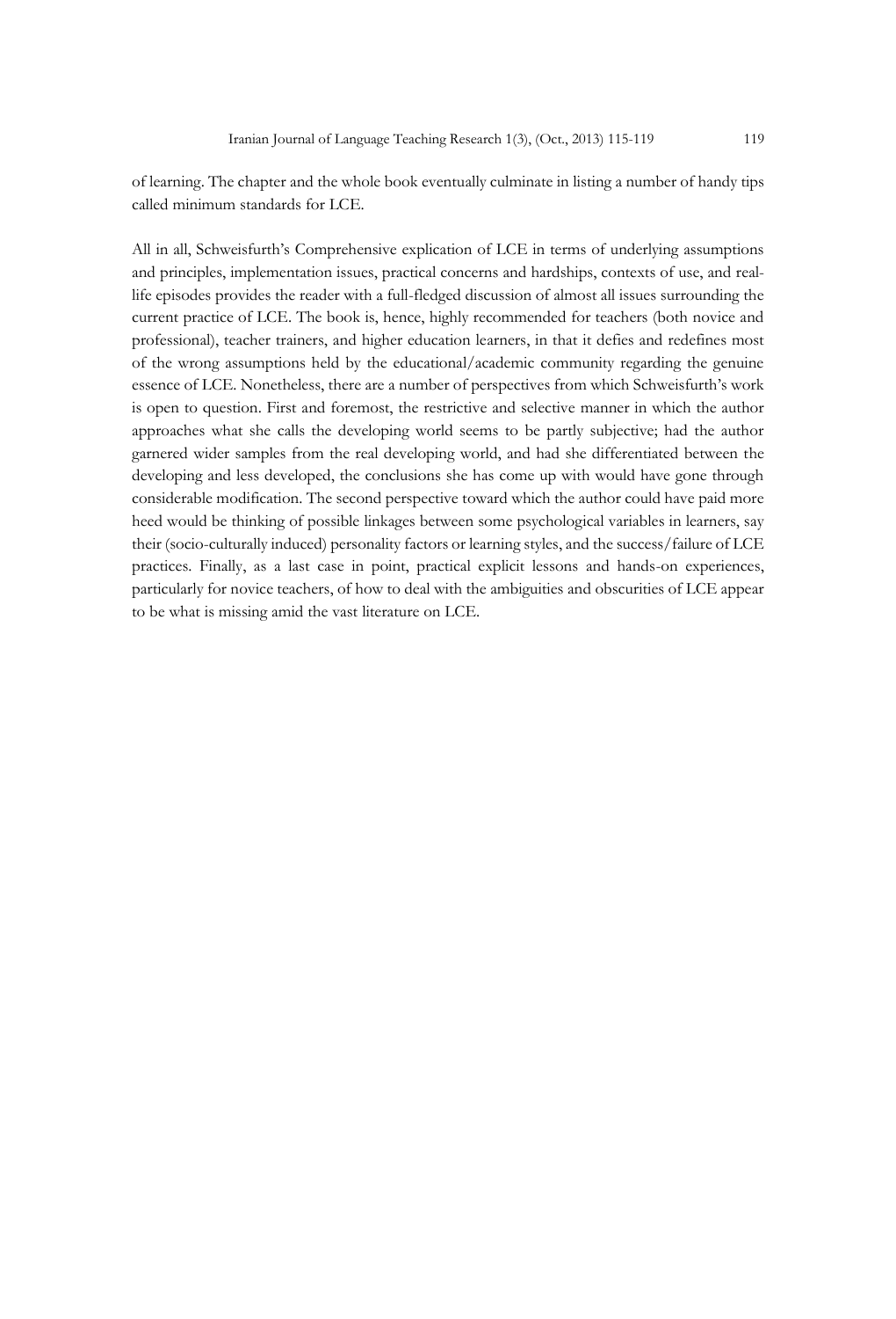of learning. The chapter and the whole book eventually culminate in listing a number of handy tips called minimum standards for LCE.

All in all, Schweisfurth's Comprehensive explication of LCE in terms of underlying assumptions and principles, implementation issues, practical concerns and hardships, contexts of use, and real-life episodes provides the reader with a full-fledged discussion of almost all issues surrounding the current practice of LCE. The book is, hence, highly recommended for teachers (both novice and professional), teacher trainers, and higher education learners, in that it defies and redefines most of the wrong assumptions held by the educational/academic community regarding the genuine essence of LCE. Nonetheless, there are a number of perspectives from which Schweisfurth's work is open to question. First and foremost, the restrictive and selective manner in which the author approaches what she calls the developing world seems to be partly subjective; had the author garnered wider samples from the real developing world, and had she differentiated between the developing and less developed, the conclusions she has come up with would have gone through considerable modification. The second perspective toward which the author could have paid more heed would be thinking of possible linkages between some psychological variables in learners, say their (socio-culturally induced) personality factors or learning styles, and the success/failure of LCE practices. Finally, as a last case in point, practical explicit lessons and hands-on experiences, particularly for novice teachers, of how to deal with the ambiguities and obscurities of LCE appear to be what is missing amid the vast literature on LCE.